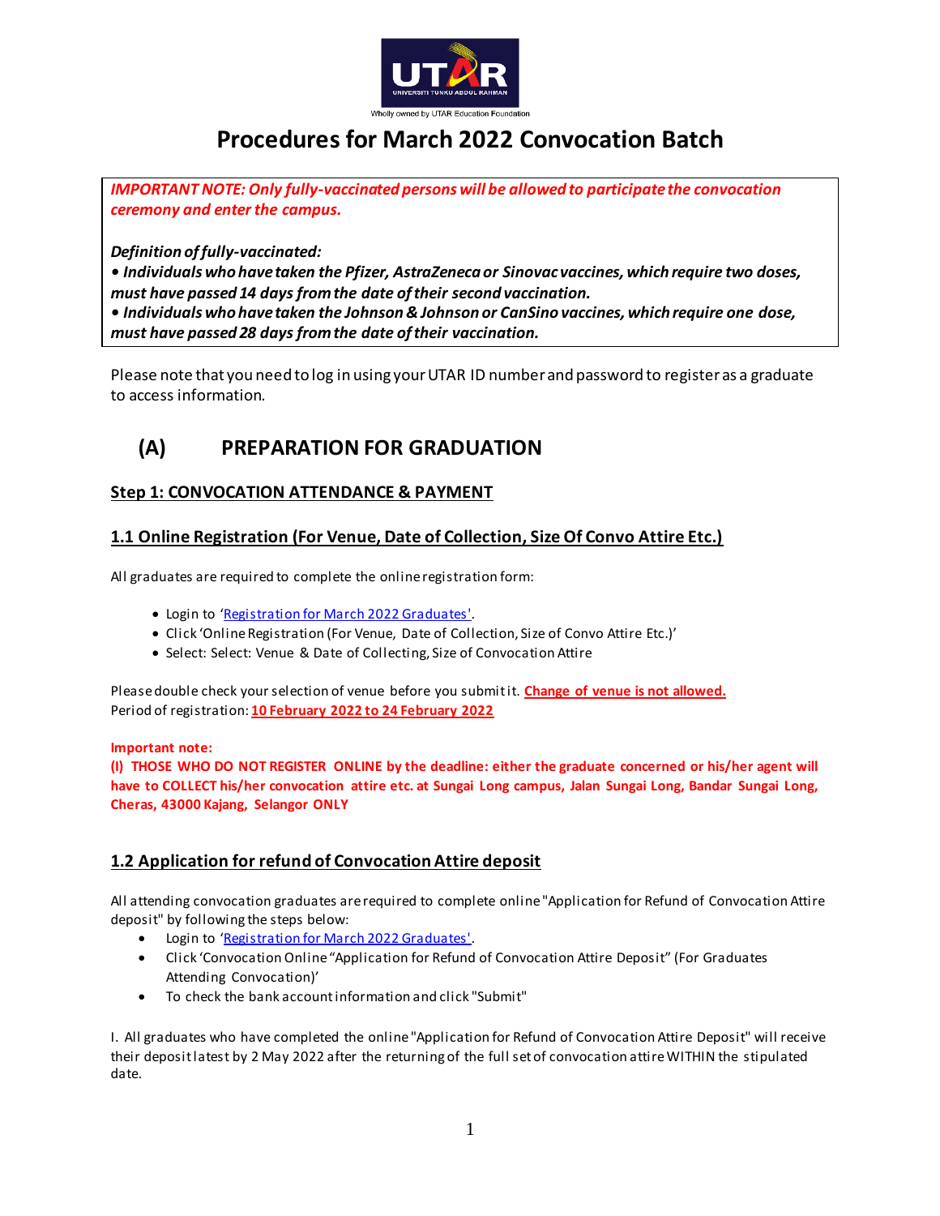# Procedures for March 2022 Convocation Batch

> ***IMPORTANT NOTE: Only fully-vaccinated persons will be allowed to participate the convocation ceremony and enter the campus.***
>
> ***Definition of fully-vaccinated:***
>
> ***• Individuals who have taken the Pfizer, AstraZeneca or Sinovac vaccines, which require two doses, must have passed 14 days from the date of their second vaccination.***
>
> ***• Individuals who have taken the Johnson & Johnson or CanSino vaccines, which require one dose, must have passed 28 days from the date of their vaccination.***

Please note that you need to log in using your UTAR ID number and password to register as a graduate to access information.

## (A) PREPARATION FOR GRADUATION

### Step 1: CONVOCATION ATTENDANCE & PAYMENT

### 1.1 Online Registration (For Venue, Date of Collection, Size Of Convo Attire Etc.)

All graduates are required to complete the online registration form:

- Login to 'Registration for March 2022 Graduates'.
- Click 'Online Registration (For Venue, Date of Collection, Size of Convo Attire Etc.)'
- Select: Select: Venue & Date of Collecting, Size of Convocation Attire

Please double check your selection of venue before you submit it. **Change of venue is not allowed.**
Period of registration: **10 February 2022 to 24 February 2022**

**Important note:**
**(I) THOSE WHO DO NOT REGISTER ONLINE by the deadline: either the graduate concerned or his/her agent will have to COLLECT his/her convocation attire etc. at Sungai Long campus, Jalan Sungai Long, Bandar Sungai Long, Cheras, 43000 Kajang, Selangor ONLY**

### 1.2 Application for refund of Convocation Attire deposit

All attending convocation graduates are required to complete online "Application for Refund of Convocation Attire deposit" by following the steps below:

- Login to 'Registration for March 2022 Graduates'.
- Click 'Convocation Online "Application for Refund of Convocation Attire Deposit" (For Graduates Attending Convocation)'
- To check the bank account information and click "Submit"

I. All graduates who have completed the online "Application for Refund of Convocation Attire Deposit" will receive their deposit latest by 2 May 2022 after the returning of the full set of convocation attire WITHIN the stipulated date.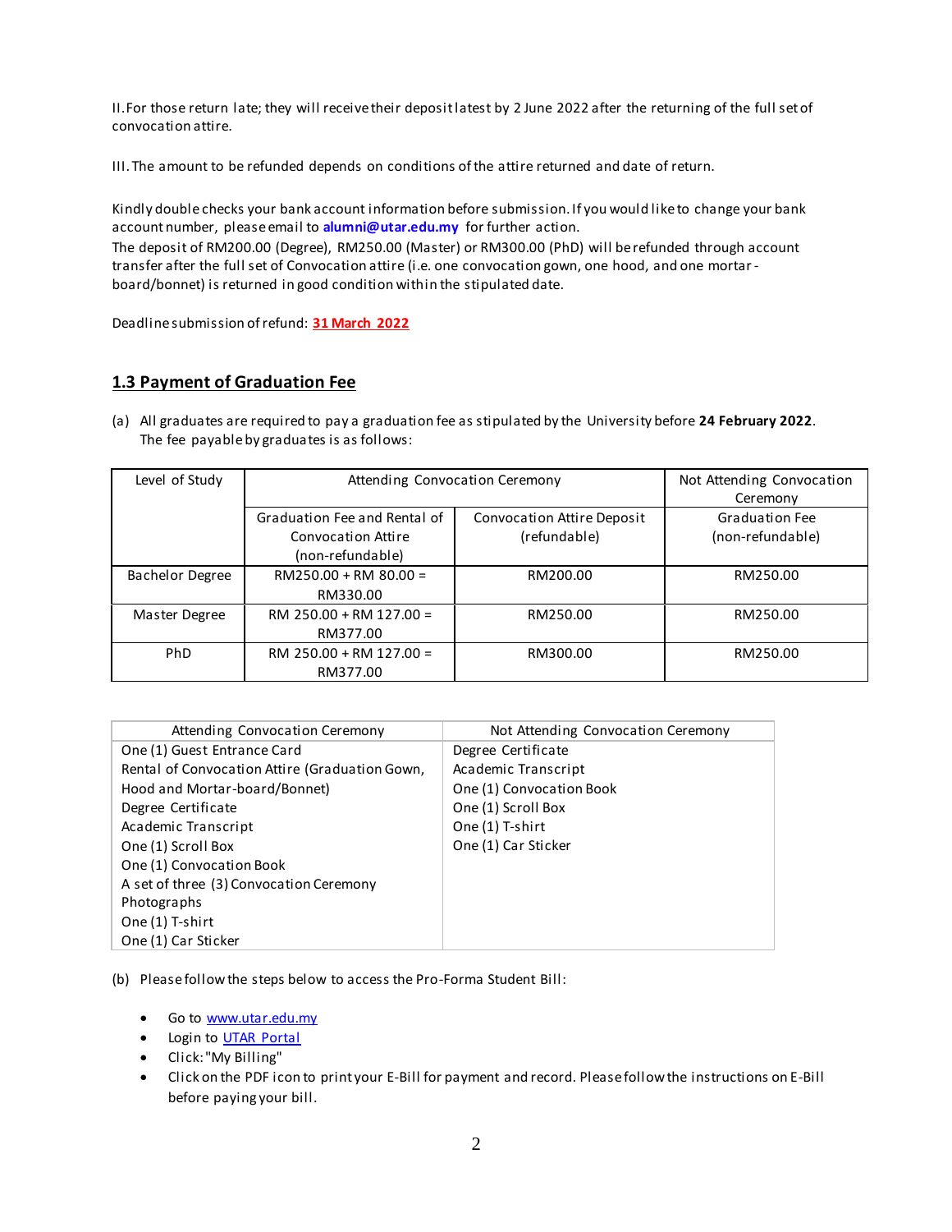II. For those return late; they will receive their deposit latest by 2 June 2022 after the returning of the full set of convocation attire.

III. The amount to be refunded depends on conditions of the attire returned and date of return.

Kindly double checks your bank account information before submission. If you would like to change your bank account number, please email to **alumni@utar.edu.my** for further action.
The deposit of RM200.00 (Degree), RM250.00 (Master) or RM300.00 (PhD) will be refunded through account transfer after the full set of Convocation attire (i.e. one convocation gown, one hood, and one mortar-board/bonnet) is returned in good condition within the stipulated date.

Deadline submission of refund: **31 March 2022**

## 1.3 Payment of Graduation Fee

(a) All graduates are required to pay a graduation fee as stipulated by the University before **24 February 2022**. The fee payable by graduates is as follows:

| Level of Study | Attending Convocation Ceremony | | Not Attending Convocation Ceremony |
|---|---|---|---|
| | Graduation Fee and Rental of Convocation Attire (non-refundable) | Convocation Attire Deposit (refundable) | Graduation Fee (non-refundable) |
| Bachelor Degree | RM250.00 + RM 80.00 = RM330.00 | RM200.00 | RM250.00 |
| Master Degree | RM 250.00 + RM 127.00 = RM377.00 | RM250.00 | RM250.00 |
| PhD | RM 250.00 + RM 127.00 = RM377.00 | RM300.00 | RM250.00 |

| Attending Convocation Ceremony | Not Attending Convocation Ceremony |
|---|---|
| One (1) Guest Entrance Card<br>Rental of Convocation Attire (Graduation Gown, Hood and Mortar-board/Bonnet)<br>Degree Certificate<br>Academic Transcript<br>One (1) Scroll Box<br>One (1) Convocation Book<br>A set of three (3) Convocation Ceremony Photographs<br>One (1) T-shirt<br>One (1) Car Sticker | Degree Certificate<br>Academic Transcript<br>One (1) Convocation Book<br>One (1) Scroll Box<br>One (1) T-shirt<br>One (1) Car Sticker |

(b) Please follow the steps below to access the Pro-Forma Student Bill:

- Go to www.utar.edu.my
- Login to UTAR Portal
- Click: "My Billing"
- Click on the PDF icon to print your E-Bill for payment and record. Please follow the instructions on E-Bill before paying your bill.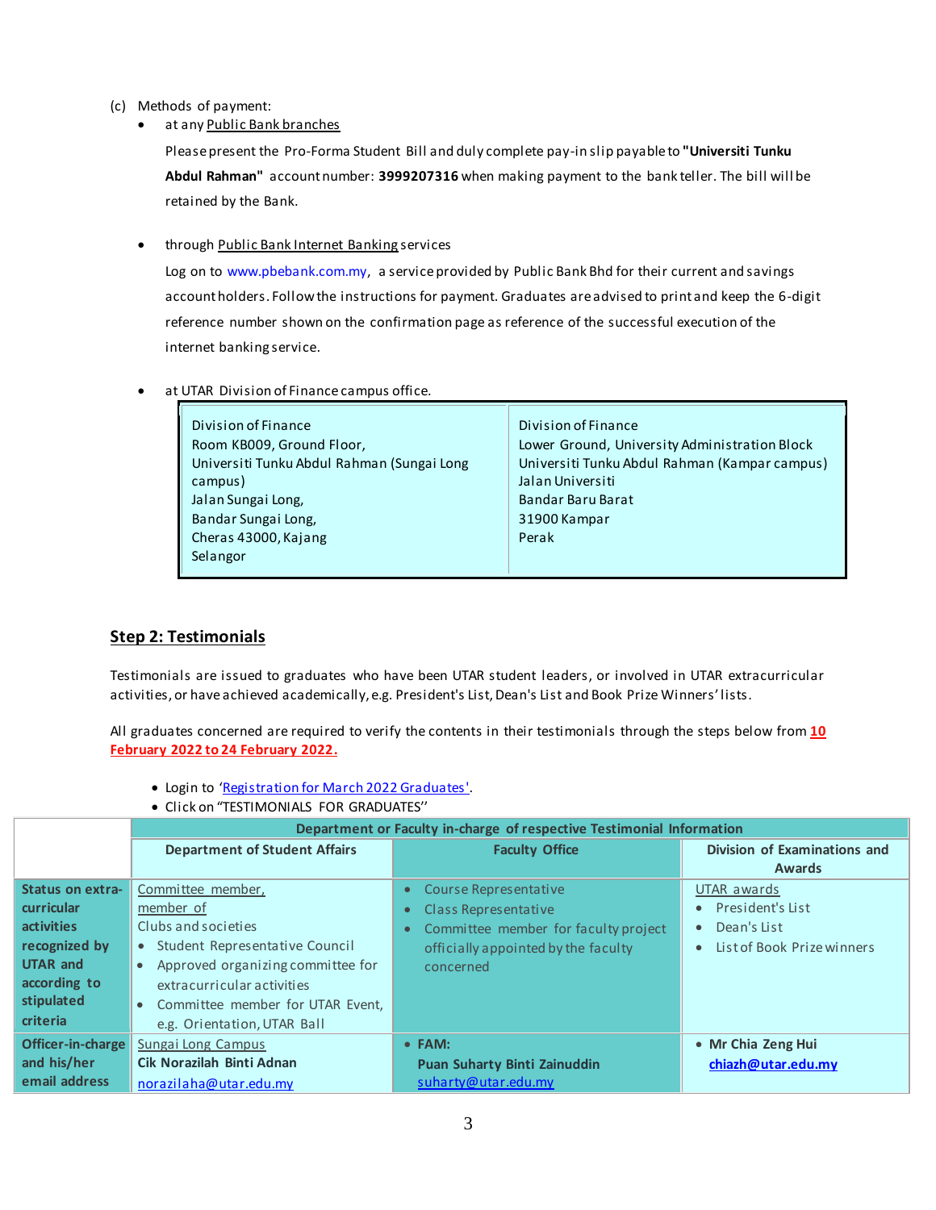(c) Methods of payment:

- at any Public Bank branches

  Please present the Pro-Forma Student Bill and duly complete pay-in slip payable to **"Universiti Tunku Abdul Rahman"** account number: **3999207316** when making payment to the bank teller. The bill will be retained by the Bank.

- through Public Bank Internet Banking services

  Log on to www.pbebank.com.my, a service provided by Public Bank Bhd for their current and savings account holders. Follow the instructions for payment. Graduates are advised to print and keep the 6-digit reference number shown on the confirmation page as reference of the successful execution of the internet banking service.

- at UTAR Division of Finance campus office.

| | |
|---|---|
| Division of Finance<br>Room KB009, Ground Floor,<br>Universiti Tunku Abdul Rahman (Sungai Long campus)<br>Jalan Sungai Long,<br>Bandar Sungai Long,<br>Cheras 43000, Kajang<br>Selangor | Division of Finance<br>Lower Ground, University Administration Block<br>Universiti Tunku Abdul Rahman (Kampar campus)<br>Jalan Universiti<br>Bandar Baru Barat<br>31900 Kampar<br>Perak |

## Step 2: Testimonials

Testimonials are issued to graduates who have been UTAR student leaders, or involved in UTAR extracurricular activities, or have achieved academically, e.g. President's List, Dean's List and Book Prize Winners' lists.

All graduates concerned are required to verify the contents in their testimonials through the steps below from **10 February 2022 to 24 February 2022.**

- Login to 'Registration for March 2022 Graduates'.
- Click on "TESTIMONIALS FOR GRADUATES"

| | **Department or Faculty in-charge of respective Testimonial Information** | | |
|---|---|---|---|
| | **Department of Student Affairs** | **Faculty Office** | **Division of Examinations and Awards** |
| **Status on extra-curricular activities recognized by UTAR and according to stipulated criteria** | Committee member, member of Clubs and societies<br>• Student Representative Council<br>• Approved organizing committee for extracurricular activities<br>• Committee member for UTAR Event, e.g. Orientation, UTAR Ball | • Course Representative<br>• Class Representative<br>• Committee member for faculty project officially appointed by the faculty concerned | UTAR awards<br>• President's List<br>• Dean's List<br>• List of Book Prize winners |
| **Officer-in-charge and his/her email address** | Sungai Long Campus<br>**Cik Norazilah Binti Adnan**<br>norazilaha@utar.edu.my | • **FAM:**<br>**Puan Suharty Binti Zainuddin**<br>suharty@utar.edu.my | • **Mr Chia Zeng Hui**<br>**chiazh@utar.edu.my** |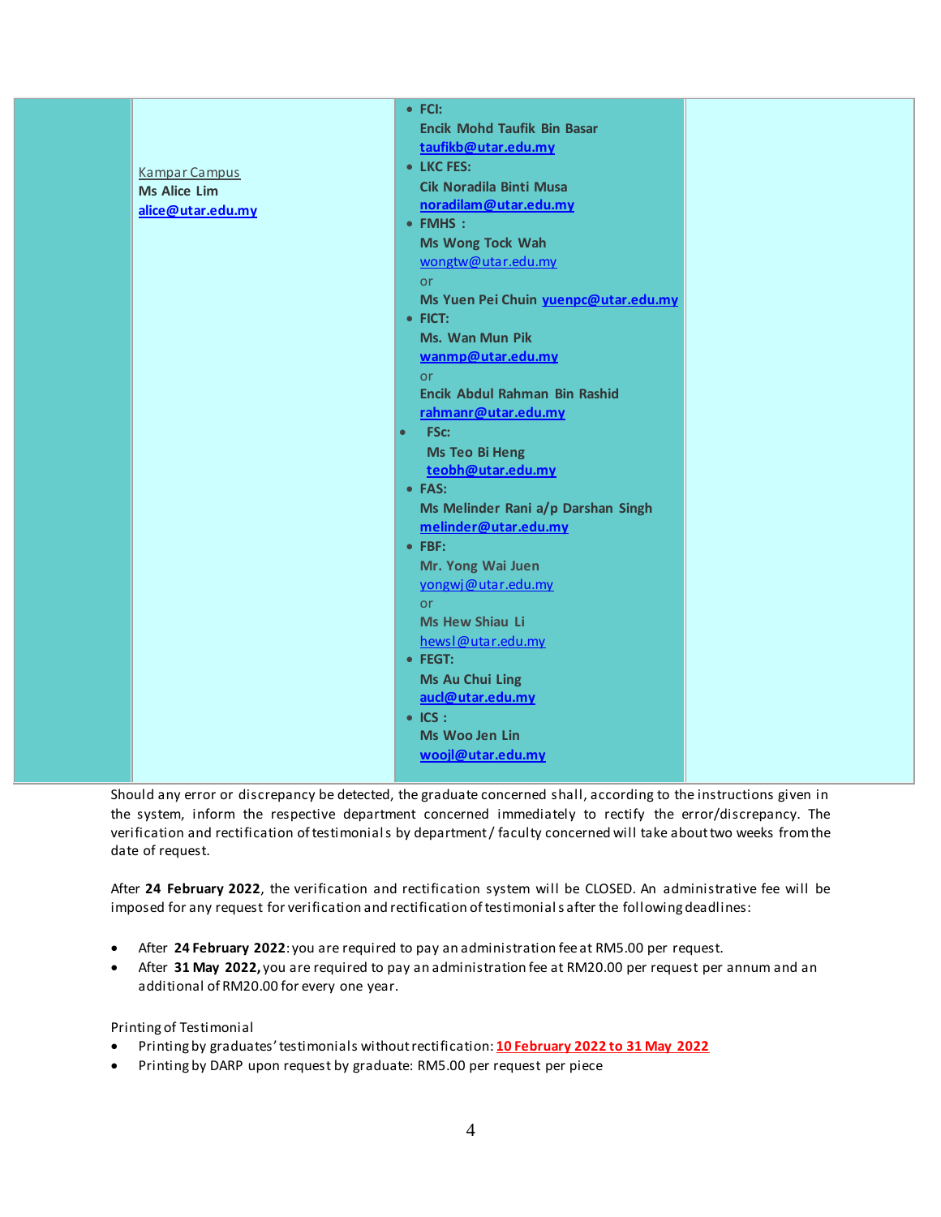| | | | |
|---|---|---|---|
| | Kampar Campus<br>**Ms Alice Lim**<br>**alice@utar.edu.my** | • **FCI:**<br>**Encik Mohd Taufik Bin Basar**<br>**taufikb@utar.edu.my**<br>• **LKC FES:**<br>**Cik Noradila Binti Musa**<br>**noradilam@utar.edu.my**<br>• **FMHS :**<br>**Ms Wong Tock Wah**<br>wongtw@utar.edu.my<br>or<br>**Ms Yuen Pei Chuin yuenpc@utar.edu.my**<br>• **FICT:**<br>**Ms. Wan Mun Pik**<br>**wanmp@utar.edu.my**<br>or<br>**Encik Abdul Rahman Bin Rashid**<br>**rahmanr@utar.edu.my**<br>• **FSc:**<br>**Ms Teo Bi Heng**<br>**teobh@utar.edu.my**<br>• **FAS:**<br>**Ms Melinder Rani a/p Darshan Singh**<br>**melinder@utar.edu.my**<br>• **FBF:**<br>**Mr. Yong Wai Juen**<br>yongwj@utar.edu.my<br>or<br>**Ms Hew Shiau Li**<br>hewsl@utar.edu.my<br>• **FEGT:**<br>**Ms Au Chui Ling**<br>**aucl@utar.edu.my**<br>• **ICS :**<br>**Ms Woo Jen Lin**<br>**woojl@utar.edu.my** | |

Should any error or discrepancy be detected, the graduate concerned shall, according to the instructions given in the system, inform the respective department concerned immediately to rectify the error/discrepancy. The verification and rectification of testimonials by department / faculty concerned will take about two weeks from the date of request.

After **24 February 2022**, the verification and rectification system will be CLOSED. An administrative fee will be imposed for any request for verification and rectification of testimonials after the following deadlines:

- After **24 February 2022**: you are required to pay an administration fee at RM5.00 per request.
- After **31 May 2022,** you are required to pay an administration fee at RM20.00 per request per annum and an additional of RM20.00 for every one year.

Printing of Testimonial

- Printing by graduates' testimonials without rectification: **10 February 2022 to 31 May 2022**
- Printing by DARP upon request by graduate: RM5.00 per request per piece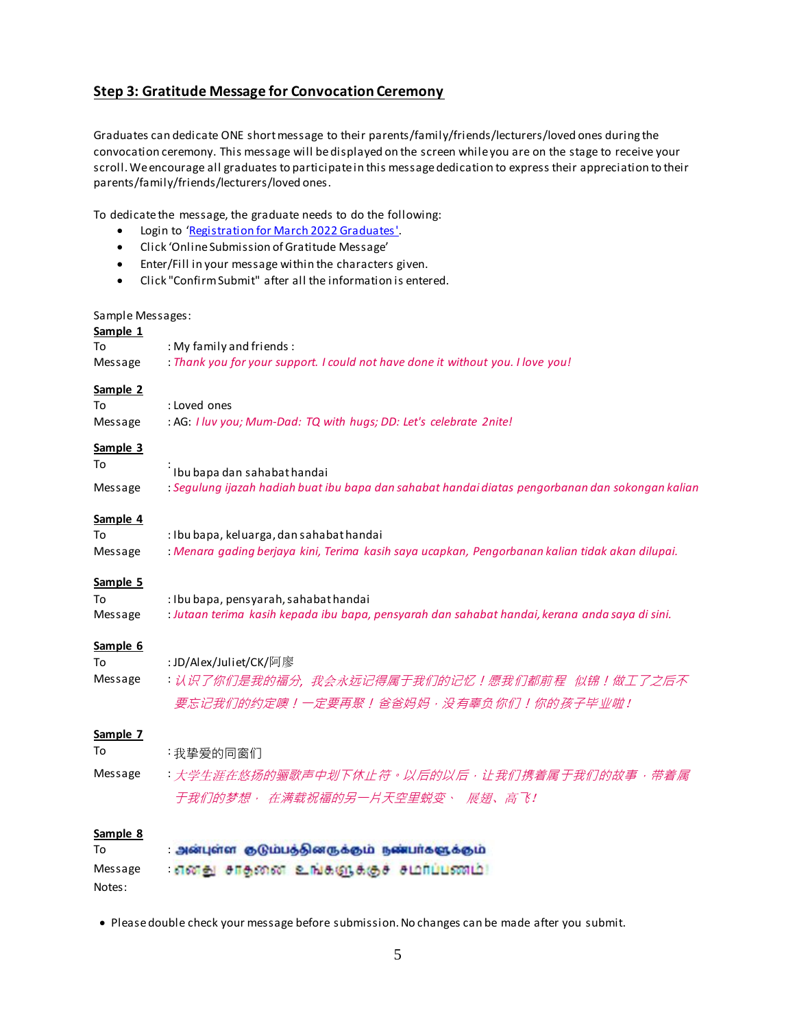## Step 3: Gratitude Message for Convocation Ceremony

Graduates can dedicate ONE short message to their parents/family/friends/lecturers/loved ones during the convocation ceremony. This message will be displayed on the screen while you are on the stage to receive your scroll. We encourage all graduates to participate in this message dedication to express their appreciation to their parents/family/friends/lecturers/loved ones.

To dedicate the message, the graduate needs to do the following:

- Login to 'Registration for March 2022 Graduates'.
- Click 'Online Submission of Gratitude Message'
- Enter/Fill in your message within the characters given.
- Click "Confirm Submit" after all the information is entered.

Sample Messages:

**Sample 1**

To : My family and friends :

Message : *Thank you for your support. I could not have done it without you. I love you!*

**Sample 2**

To : Loved ones

Message : AG: *I luv you; Mum-Dad: TQ with hugs; DD: Let's celebrate 2nite!*

**Sample 3**

To : Ibu bapa dan sahabat handai

Message : *Segulung ijazah hadiah buat ibu bapa dan sahabat handai diatas pengorbanan dan sokongan kalian*

**Sample 4**

To : Ibu bapa, keluarga, dan sahabat handai

Message : *Menara gading berjaya kini, Terima kasih saya ucapkan, Pengorbanan kalian tidak akan dilupai.*

**Sample 5**

To : Ibu bapa, pensyarah, sahabat handai

Message : *Jutaan terima kasih kepada ibu bapa, pensyarah dan sahabat handai, kerana anda saya di sini.*

**Sample 6**

To : JD/Alex/Juliet/CK/阿廖

Message : *认识了你们是我的福分，我会永远记得属于我们的记忆！愿我们都前程 似锦！做工了之后不要忘记我们的约定噢！一定要再聚！爸爸妈妈，没有辜负你们！你的孩子毕业啦！*

**Sample 7**

To : 我挚爱的同窗们

Message : *大学生涯在悠扬的骊歌声中划下休止符。以后的以后，让我们携着属于我们的故事，带着属于我们的梦想， 在满载祝福的另一片天空里蜕变、 展翅、高飞!*

**Sample 8**

To : அன்புள்ள குடும்பத்தினருக்கும் நண்பர்களுக்கும்

Message : *எனது சாதனை உங்களுக்குச் சமர்ப்பணம்!*

Notes:

- Please double check your message before submission. No changes can be made after you submit.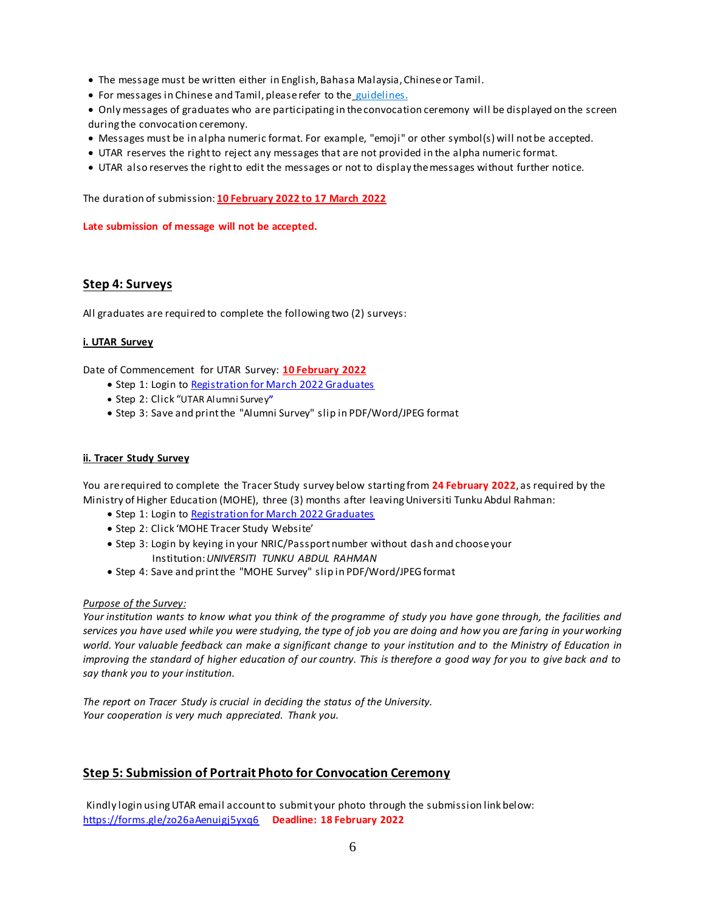- The message must be written either in English, Bahasa Malaysia, Chinese or Tamil.
- For messages in Chinese and Tamil, please refer to the guidelines.
- Only messages of graduates who are participating in the convocation ceremony will be displayed on the screen during the convocation ceremony.
- Messages must be in alpha numeric format. For example, "emoji" or other symbol(s) will not be accepted.
- UTAR reserves the right to reject any messages that are not provided in the alpha numeric format.
- UTAR also reserves the right to edit the messages or not to display the messages without further notice.

The duration of submission: **10 February 2022 to 17 March 2022**

**Late submission of message will not be accepted.**

## Step 4: Surveys

All graduates are required to complete the following two (2) surveys:

### i. UTAR Survey

Date of Commencement for UTAR Survey: **10 February 2022**

- Step 1: Login to Registration for March 2022 Graduates
- Step 2: Click "UTAR Alumni Survey"
- Step 3: Save and print the "Alumni Survey" slip in PDF/Word/JPEG format

### ii. Tracer Study Survey

You are required to complete the Tracer Study survey below starting from **24 February 2022**, as required by the Ministry of Higher Education (MOHE), three (3) months after leaving Universiti Tunku Abdul Rahman:

- Step 1: Login to Registration for March 2022 Graduates
- Step 2: Click 'MOHE Tracer Study Website'
- Step 3: Login by keying in your NRIC/Passport number without dash and choose your Institution: *UNIVERSITI TUNKU ABDUL RAHMAN*
- Step 4: Save and print the "MOHE Survey" slip in PDF/Word/JPEG format

*Purpose of the Survey:*

*Your institution wants to know what you think of the programme of study you have gone through, the facilities and services you have used while you were studying, the type of job you are doing and how you are faring in your working world. Your valuable feedback can make a significant change to your institution and to the Ministry of Education in improving the standard of higher education of our country. This is therefore a good way for you to give back and to say thank you to your institution.*

*The report on Tracer Study is crucial in deciding the status of the University.*
*Your cooperation is very much appreciated. Thank you.*

## Step 5: Submission of Portrait Photo for Convocation Ceremony

Kindly login using UTAR email account to submit your photo through the submission link below:
https://forms.gle/zo26aAenuigj5yxq6 **Deadline: 18 February 2022**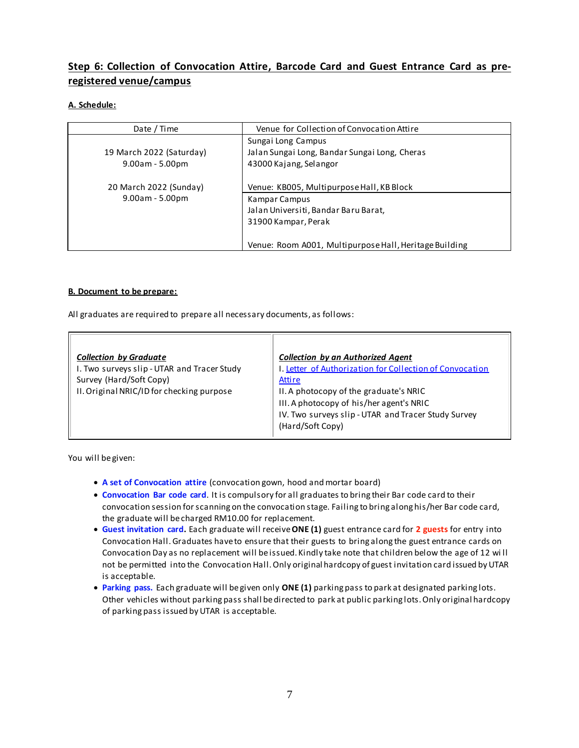## Step 6: Collection of Convocation Attire, Barcode Card and Guest Entrance Card as pre-registered venue/campus

### A. Schedule:

| Date / Time | Venue for Collection of Convocation Attire |
|---|---|
| 19 March 2022 (Saturday)<br>9.00am - 5.00pm<br><br>20 March 2022 (Sunday)<br>9.00am - 5.00pm | Sungai Long Campus<br>Jalan Sungai Long, Bandar Sungai Long, Cheras<br>43000 Kajang, Selangor<br><br>Venue: KB005, Multipurpose Hall, KB Block |
| | Kampar Campus<br>Jalan Universiti, Bandar Baru Barat,<br>31900 Kampar, Perak<br><br>Venue: Room A001, Multipurpose Hall, Heritage Building |

### B. Document to be prepare:

All graduates are required to prepare all necessary documents, as follows:

| ***Collection by Graduate*** | ***Collection by an Authorized Agent*** |
|---|---|
| I. Two surveys slip - UTAR and Tracer Study Survey (Hard/Soft Copy)<br>II. Original NRIC/ID for checking purpose | I. Letter of Authorization for Collection of Convocation Attire<br>II. A photocopy of the graduate's NRIC<br>III. A photocopy of his/her agent's NRIC<br>IV. Two surveys slip - UTAR and Tracer Study Survey (Hard/Soft Copy) |

You will be given:

- **A set of Convocation attire** (convocation gown, hood and mortar board)
- **Convocation Bar code card**. It is compulsory for all graduates to bring their Bar code card to their convocation session for scanning on the convocation stage. Failing to bring along his/her Bar code card, the graduate will be charged RM10.00 for replacement.
- **Guest invitation card.** Each graduate will receive **ONE (1)** guest entrance card for **2 guests** for entry into Convocation Hall. Graduates have to ensure that their guests to bring along the guest entrance cards on Convocation Day as no replacement will be issued. Kindly take note that children below the age of 12 will not be permitted into the Convocation Hall. Only original hardcopy of guest invitation card issued by UTAR is acceptable.
- **Parking pass.** Each graduate will be given only **ONE (1)** parking pass to park at designated parking lots. Other vehicles without parking pass shall be directed to park at public parking lots. Only original hardcopy of parking pass issued by UTAR is acceptable.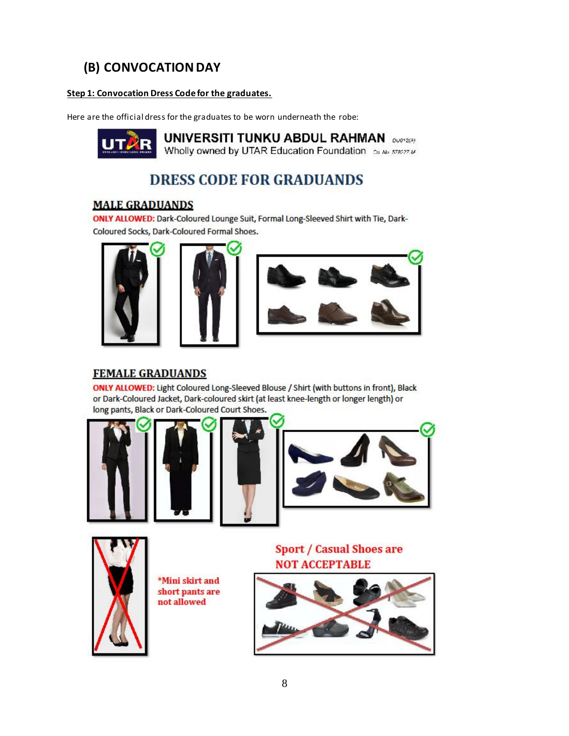## (B) CONVOCATION DAY

**Step 1: Convocation Dress Code for the graduates.**

Here are the official dress for the graduates to be worn underneath the robe:

**UNIVERSITI TUNKU ABDUL RAHMAN** DU012(A)
Wholly owned by UTAR Education Foundation Co. No. 578227-M

# DRESS CODE FOR GRADUANDS

### MALE GRADUANDS

**ONLY ALLOWED:** Dark-Coloured Lounge Suit, Formal Long-Sleeved Shirt with Tie, Dark-Coloured Socks, Dark-Coloured Formal Shoes.

### FEMALE GRADUANDS

**ONLY ALLOWED:** Light Coloured Long-Sleeved Blouse / Shirt (with buttons in front), Black or Dark-Coloured Jacket, Dark-coloured skirt (at least knee-length or longer length) or long pants, Black or Dark-Coloured Court Shoes.

*Mini skirt and short pants are not allowed

**Sport / Casual Shoes are NOT ACCEPTABLE**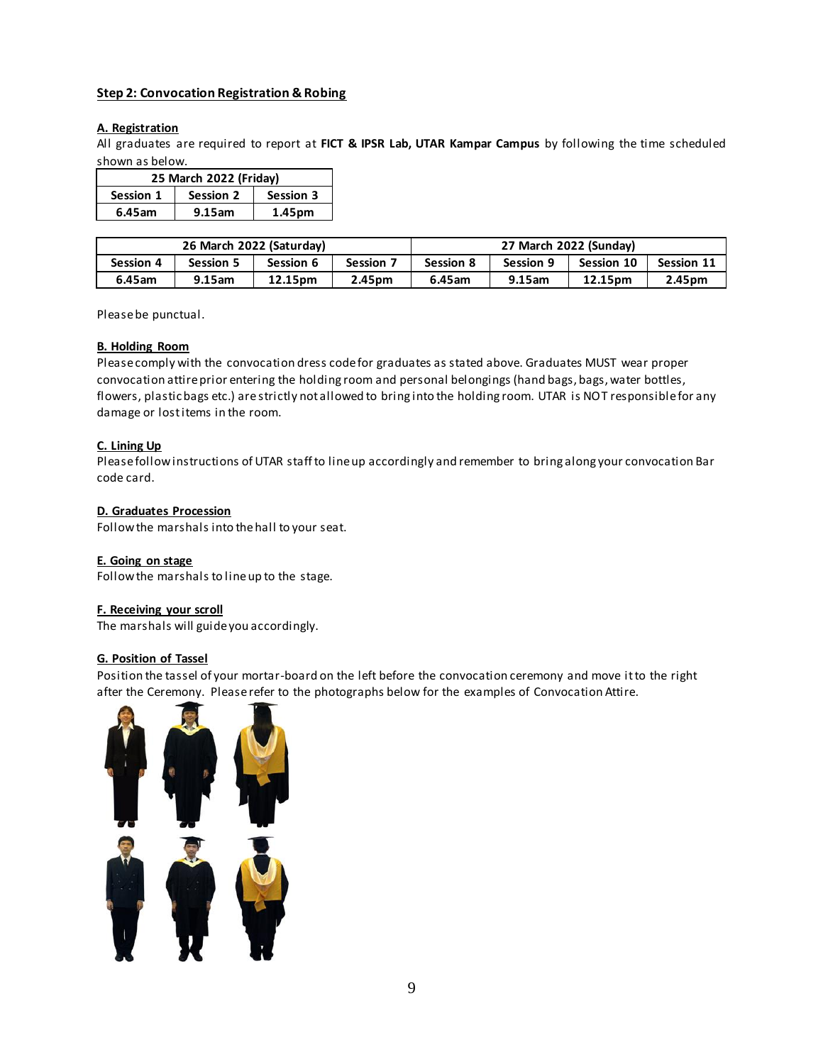**Step 2: Convocation Registration & Robing**

**A. Registration**

All graduates are required to report at **FICT & IPSR Lab, UTAR Kampar Campus** by following the time scheduled shown as below.

| 25 March 2022 (Friday) | | |
|---|---|---|
| **Session 1** | **Session 2** | **Session 3** |
| **6.45am** | **9.15am** | **1.45pm** |

| 26 March 2022 (Saturday) | | | | 27 March 2022 (Sunday) | | | |
|---|---|---|---|---|---|---|---|
| **Session 4** | **Session 5** | **Session 6** | **Session 7** | **Session 8** | **Session 9** | **Session 10** | **Session 11** |
| **6.45am** | **9.15am** | **12.15pm** | **2.45pm** | **6.45am** | **9.15am** | **12.15pm** | **2.45pm** |

Please be punctual.

**B. Holding Room**

Please comply with the convocation dress code for graduates as stated above. Graduates MUST wear proper convocation attire prior entering the holding room and personal belongings (hand bags, bags, water bottles, flowers, plastic bags etc.) are strictly not allowed to bring into the holding room. UTAR is NOT responsible for any damage or lost items in the room.

**C. Lining Up**

Please follow instructions of UTAR staff to line up accordingly and remember to bring along your convocation Bar code card.

**D. Graduates Procession**

Follow the marshals into the hall to your seat.

**E. Going on stage**

Follow the marshals to line up to the stage.

**F. Receiving your scroll**

The marshals will guide you accordingly.

**G. Position of Tassel**

Position the tassel of your mortar-board on the left before the convocation ceremony and move it to the right after the Ceremony. Please refer to the photographs below for the examples of Convocation Attire.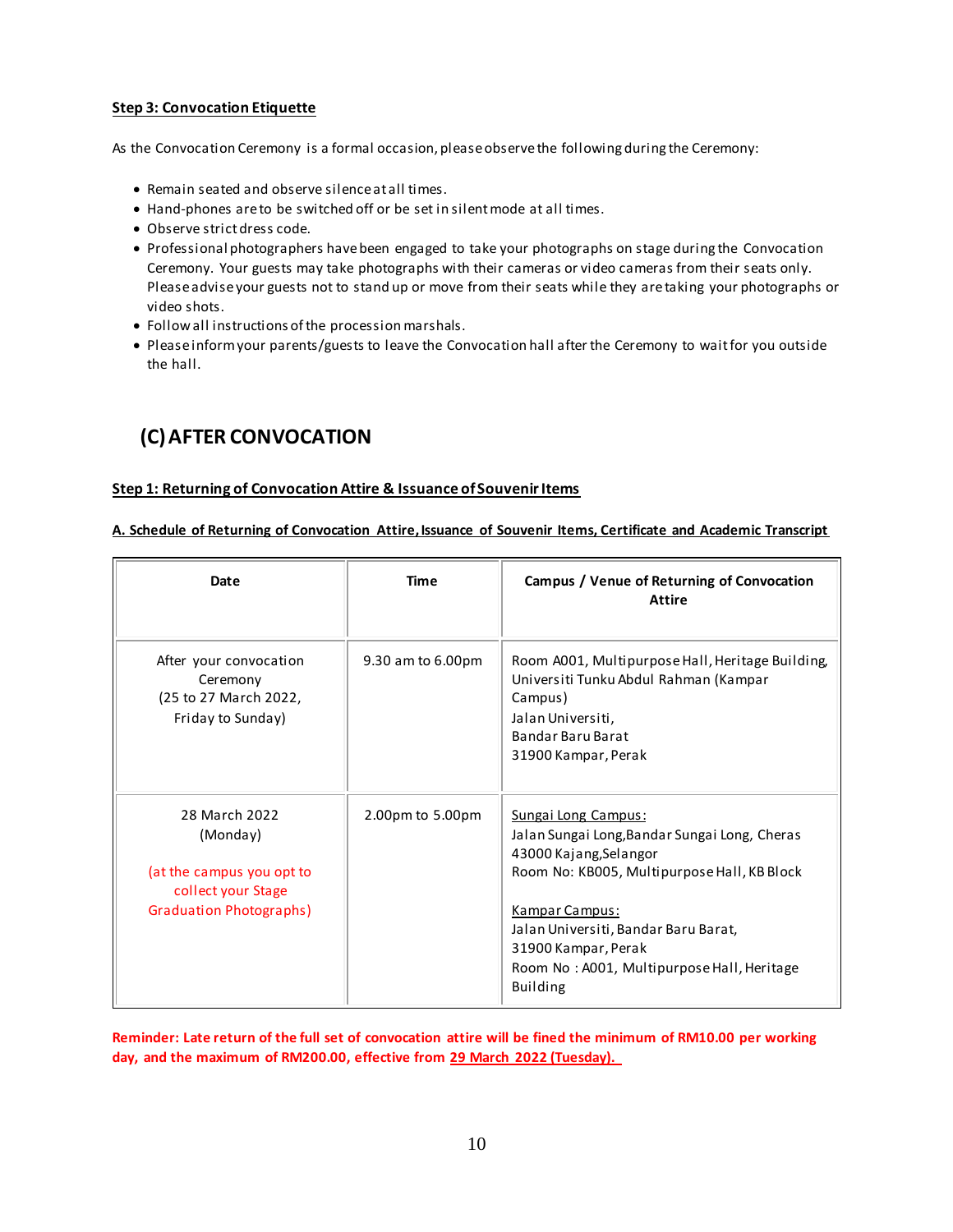**Step 3: Convocation Etiquette**

As the Convocation Ceremony is a formal occasion, please observe the following during the Ceremony:

- Remain seated and observe silence at all times.
- Hand-phones are to be switched off or be set in silent mode at all times.
- Observe strict dress code.
- Professional photographers have been engaged to take your photographs on stage during the Convocation Ceremony. Your guests may take photographs with their cameras or video cameras from their seats only. Please advise your guests not to stand up or move from their seats while they are taking your photographs or video shots.
- Follow all instructions of the procession marshals.
- Please inform your parents/guests to leave the Convocation hall after the Ceremony to wait for you outside the hall.

## (C) AFTER CONVOCATION

**Step 1: Returning of Convocation Attire & Issuance of Souvenir Items**

**A. Schedule of Returning of Convocation Attire, Issuance of Souvenir Items, Certificate and Academic Transcript**

| Date | Time | Campus / Venue of Returning of Convocation Attire |
|---|---|---|
| After your convocation Ceremony (25 to 27 March 2022, Friday to Sunday) | 9.30 am to 6.00pm | Room A001, Multipurpose Hall, Heritage Building, Universiti Tunku Abdul Rahman (Kampar Campus) Jalan Universiti, Bandar Baru Barat 31900 Kampar, Perak |
| 28 March 2022 (Monday) (at the campus you opt to collect your Stage Graduation Photographs) | 2.00pm to 5.00pm | Sungai Long Campus: Jalan Sungai Long, Bandar Sungai Long, Cheras 43000 Kajang, Selangor Room No: KB005, Multipurpose Hall, KB Block<br><br>Kampar Campus: Jalan Universiti, Bandar Baru Barat, 31900 Kampar, Perak Room No : A001, Multipurpose Hall, Heritage Building |

**Reminder: Late return of the full set of convocation attire will be fined the minimum of RM10.00 per working day, and the maximum of RM200.00, effective from 29 March 2022 (Tuesday).**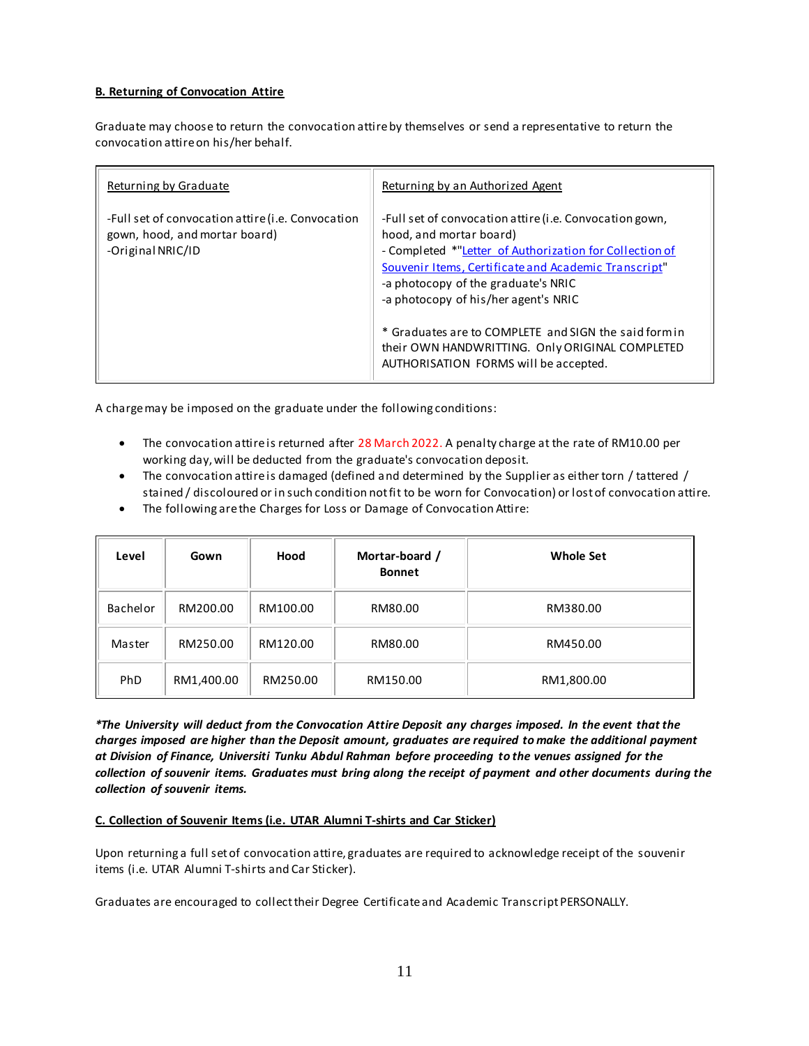**B. Returning of Convocation Attire**

Graduate may choose to return the convocation attire by themselves or send a representative to return the convocation attire on his/her behalf.

| Returning by Graduate | Returning by an Authorized Agent |
|---|---|
| -Full set of convocation attire (i.e. Convocation gown, hood, and mortar board)<br>-Original NRIC/ID | -Full set of convocation attire (i.e. Convocation gown, hood, and mortar board)<br>- Completed *"Letter of Authorization for Collection of Souvenir Items, Certificate and Academic Transcript"<br>-a photocopy of the graduate's NRIC<br>-a photocopy of his/her agent's NRIC<br><br>* Graduates are to COMPLETE and SIGN the said form in their OWN HANDWRITTING. Only ORIGINAL COMPLETED AUTHORISATION FORMS will be accepted. |

A charge may be imposed on the graduate under the following conditions:

- The convocation attire is returned after 28 March 2022. A penalty charge at the rate of RM10.00 per working day, will be deducted from the graduate's convocation deposit.
- The convocation attire is damaged (defined and determined by the Supplier as either torn / tattered / stained / discoloured or in such condition not fit to be worn for Convocation) or lost of convocation attire.
- The following are the Charges for Loss or Damage of Convocation Attire:

| Level | Gown | Hood | Mortar-board / Bonnet | Whole Set |
|---|---|---|---|---|
| Bachelor | RM200.00 | RM100.00 | RM80.00 | RM380.00 |
| Master | RM250.00 | RM120.00 | RM80.00 | RM450.00 |
| PhD | RM1,400.00 | RM250.00 | RM150.00 | RM1,800.00 |

***The University will deduct from the Convocation Attire Deposit any charges imposed. In the event that the charges imposed are higher than the Deposit amount, graduates are required to make the additional payment at Division of Finance, Universiti Tunku Abdul Rahman before proceeding to the venues assigned for the collection of souvenir items. Graduates must bring along the receipt of payment and other documents during the collection of souvenir items.***

**C. Collection of Souvenir Items (i.e. UTAR Alumni T-shirts and Car Sticker)**

Upon returning a full set of convocation attire, graduates are required to acknowledge receipt of the souvenir items (i.e. UTAR Alumni T-shirts and Car Sticker).

Graduates are encouraged to collect their Degree Certificate and Academic Transcript PERSONALLY.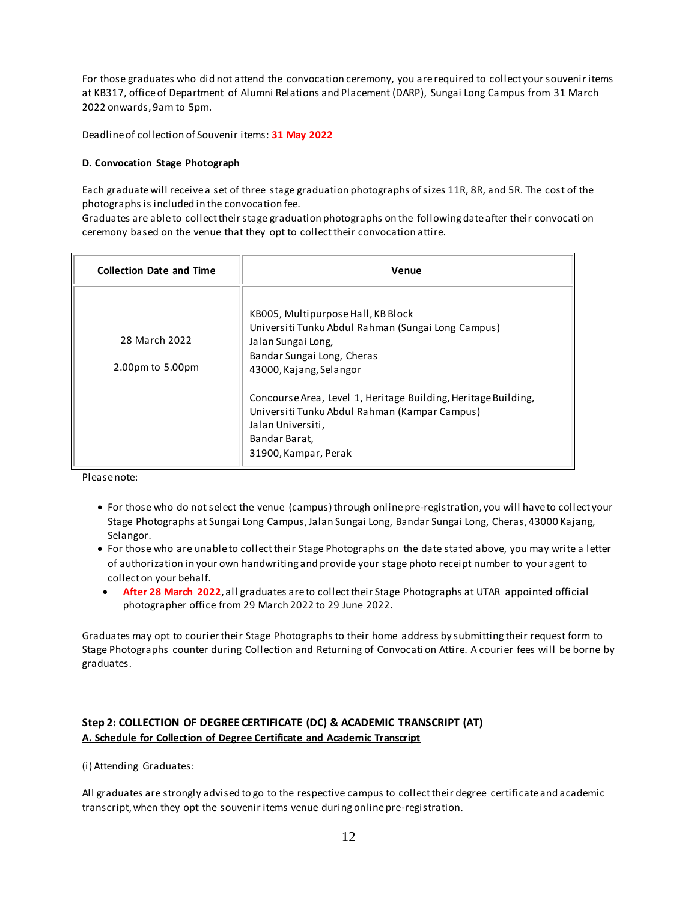For those graduates who did not attend the convocation ceremony, you are required to collect your souvenir items at KB317, office of Department of Alumni Relations and Placement (DARP), Sungai Long Campus from 31 March 2022 onwards, 9am to 5pm.

Deadline of collection of Souvenir items: **31 May 2022**

**D. Convocation Stage Photograph**

Each graduate will receive a set of three stage graduation photographs of sizes 11R, 8R, and 5R. The cost of the photographs is included in the convocation fee.
Graduates are able to collect their stage graduation photographs on the following date after their convocation ceremony based on the venue that they opt to collect their convocation attire.

| Collection Date and Time | Venue |
|---|---|
| 28 March 2022<br><br>2.00pm to 5.00pm | KB005, Multipurpose Hall, KB Block<br>Universiti Tunku Abdul Rahman (Sungai Long Campus)<br>Jalan Sungai Long,<br>Bandar Sungai Long, Cheras<br>43000, Kajang, Selangor<br><br>Concourse Area, Level 1, Heritage Building, Heritage Building,<br>Universiti Tunku Abdul Rahman (Kampar Campus)<br>Jalan Universiti,<br>Bandar Barat,<br>31900, Kampar, Perak |

Please note:

- For those who do not select the venue (campus) through online pre-registration, you will have to collect your Stage Photographs at Sungai Long Campus, Jalan Sungai Long, Bandar Sungai Long, Cheras, 43000 Kajang, Selangor.
- For those who are unable to collect their Stage Photographs on the date stated above, you may write a letter of authorization in your own handwriting and provide your stage photo receipt number to your agent to collect on your behalf.
- **After 28 March 2022**, all graduates are to collect their Stage Photographs at UTAR appointed official photographer office from 29 March 2022 to 29 June 2022.

Graduates may opt to courier their Stage Photographs to their home address by submitting their request form to Stage Photographs counter during Collection and Returning of Convocation Attire. A courier fees will be borne by graduates.

**Step 2: COLLECTION OF DEGREE CERTIFICATE (DC) & ACADEMIC TRANSCRIPT (AT)**

**A. Schedule for Collection of Degree Certificate and Academic Transcript**

(i) Attending Graduates:

All graduates are strongly advised to go to the respective campus to collect their degree certificate and academic transcript, when they opt the souvenir items venue during online pre-registration.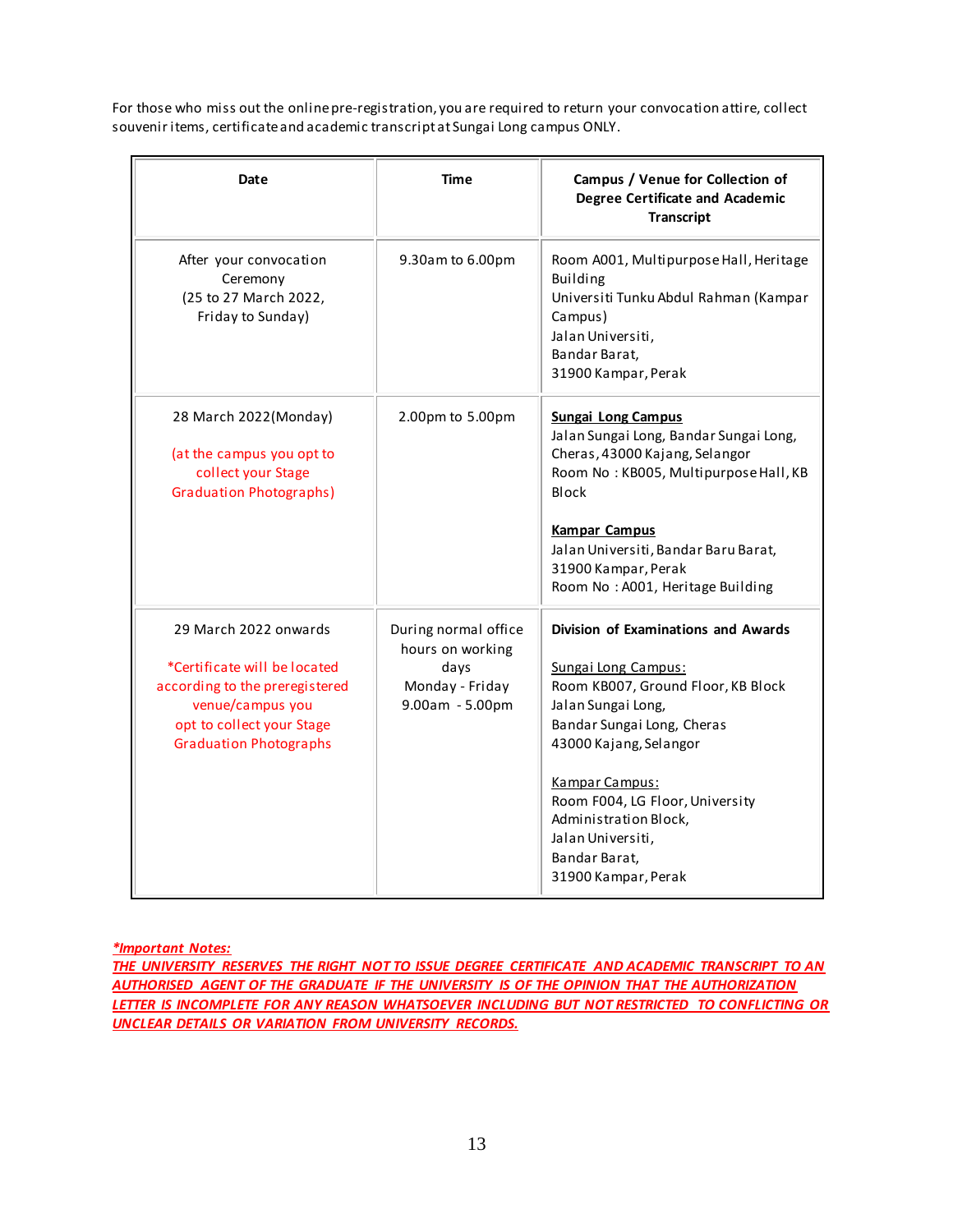For those who miss out the online pre-registration, you are required to return your convocation attire, collect souvenir items, certificate and academic transcript at Sungai Long campus ONLY.

| Date | Time | Campus / Venue for Collection of Degree Certificate and Academic Transcript |
|---|---|---|
| After your convocation Ceremony (25 to 27 March 2022, Friday to Sunday) | 9.30am to 6.00pm | Room A001, Multipurpose Hall, Heritage Building Universiti Tunku Abdul Rahman (Kampar Campus) Jalan Universiti, Bandar Barat, 31900 Kampar, Perak |
| 28 March 2022(Monday) (at the campus you opt to collect your Stage Graduation Photographs) | 2.00pm to 5.00pm | **Sungai Long Campus** Jalan Sungai Long, Bandar Sungai Long, Cheras, 43000 Kajang, Selangor Room No : KB005, Multipurpose Hall, KB Block **Kampar Campus** Jalan Universiti, Bandar Baru Barat, 31900 Kampar, Perak Room No : A001, Heritage Building |
| 29 March 2022 onwards *Certificate will be located according to the preregistered venue/campus you opt to collect your Stage Graduation Photographs | During normal office hours on working days Monday - Friday 9.00am - 5.00pm | **Division of Examinations and Awards** Sungai Long Campus: Room KB007, Ground Floor, KB Block Jalan Sungai Long, Bandar Sungai Long, Cheras 43000 Kajang, Selangor Kampar Campus: Room F004, LG Floor, University Administration Block, Jalan Universiti, Bandar Barat, 31900 Kampar, Perak |

***Important Notes:***
***THE UNIVERSITY RESERVES THE RIGHT NOT TO ISSUE DEGREE CERTIFICATE AND ACADEMIC TRANSCRIPT TO AN AUTHORISED AGENT OF THE GRADUATE IF THE UNIVERSITY IS OF THE OPINION THAT THE AUTHORIZATION LETTER IS INCOMPLETE FOR ANY REASON WHATSOEVER INCLUDING BUT NOT RESTRICTED TO CONFLICTING OR UNCLEAR DETAILS OR VARIATION FROM UNIVERSITY RECORDS.***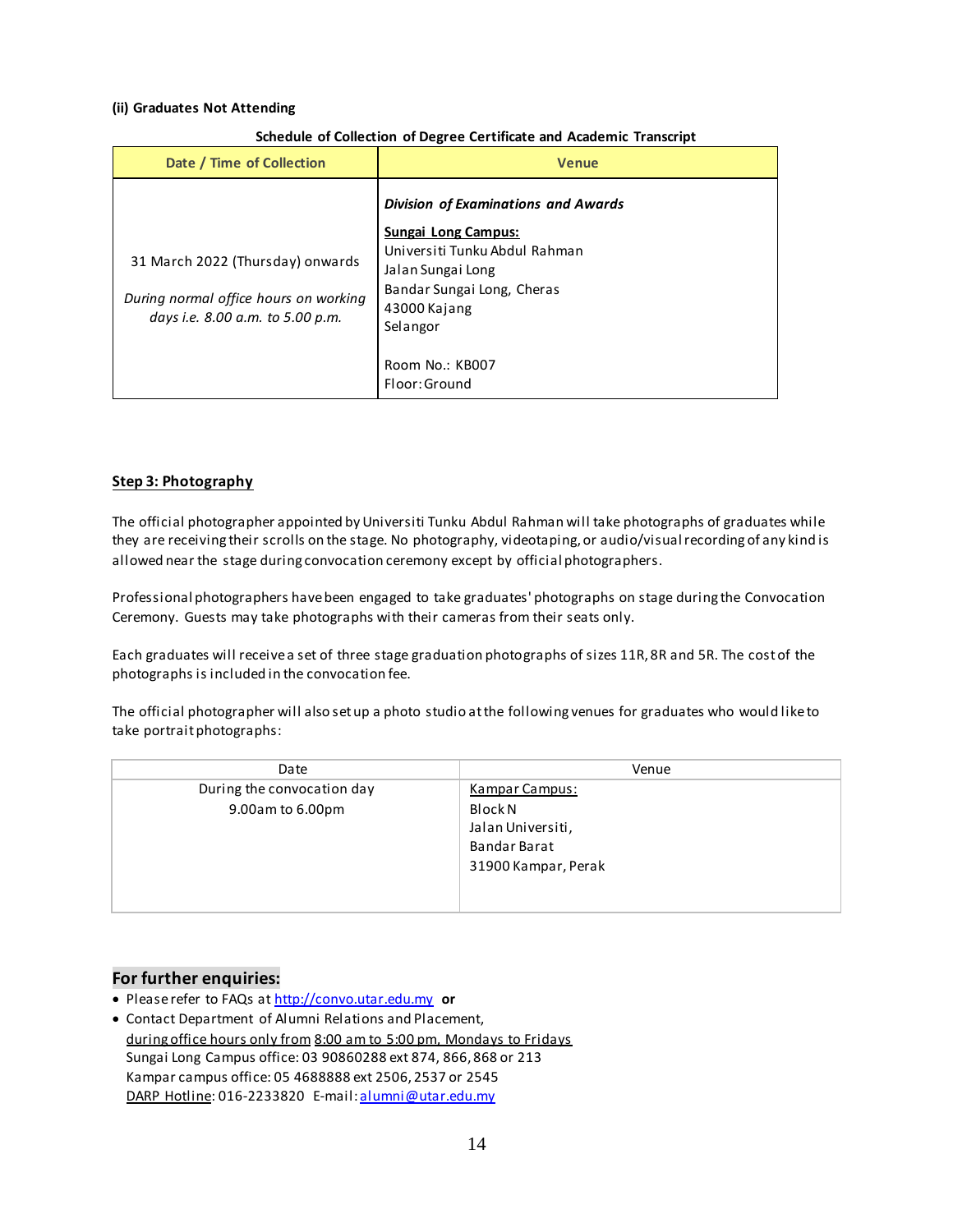**(ii) Graduates Not Attending**

**Schedule of Collection of Degree Certificate and Academic Transcript**

| Date / Time of Collection | Venue |
|---|---|
| 31 March 2022 (Thursday) onwards<br><br>*During normal office hours on working days i.e. 8.00 a.m. to 5.00 p.m.* | ***Division of Examinations and Awards***<br><br>**Sungai Long Campus:**<br>Universiti Tunku Abdul Rahman<br>Jalan Sungai Long<br>Bandar Sungai Long, Cheras<br>43000 Kajang<br>Selangor<br><br>Room No.: KB007<br>Floor: Ground |

## Step 3: Photography

The official photographer appointed by Universiti Tunku Abdul Rahman will take photographs of graduates while they are receiving their scrolls on the stage. No photography, videotaping, or audio/visual recording of any kind is allowed near the stage during convocation ceremony except by official photographers.

Professional photographers have been engaged to take graduates' photographs on stage during the Convocation Ceremony. Guests may take photographs with their cameras from their seats only.

Each graduates will receive a set of three stage graduation photographs of sizes 11R, 8R and 5R. The cost of the photographs is included in the convocation fee.

The official photographer will also set up a photo studio at the following venues for graduates who would like to take portrait photographs:

| Date | Venue |
|---|---|
| During the convocation day<br>9.00am to 6.00pm | Kampar Campus:<br>Block N<br>Jalan Universiti,<br>Bandar Barat<br>31900 Kampar, Perak |

## For further enquiries:

- Please refer to FAQs at http://convo.utar.edu.my **or**
- Contact Department of Alumni Relations and Placement,
  during office hours only from 8:00 am to 5:00 pm, Mondays to Fridays
  Sungai Long Campus office: 03 90860288 ext 874, 866, 868 or 213
  Kampar campus office: 05 4688888 ext 2506, 2537 or 2545
  DARP Hotline: 016-2233820 E-mail: alumni@utar.edu.my